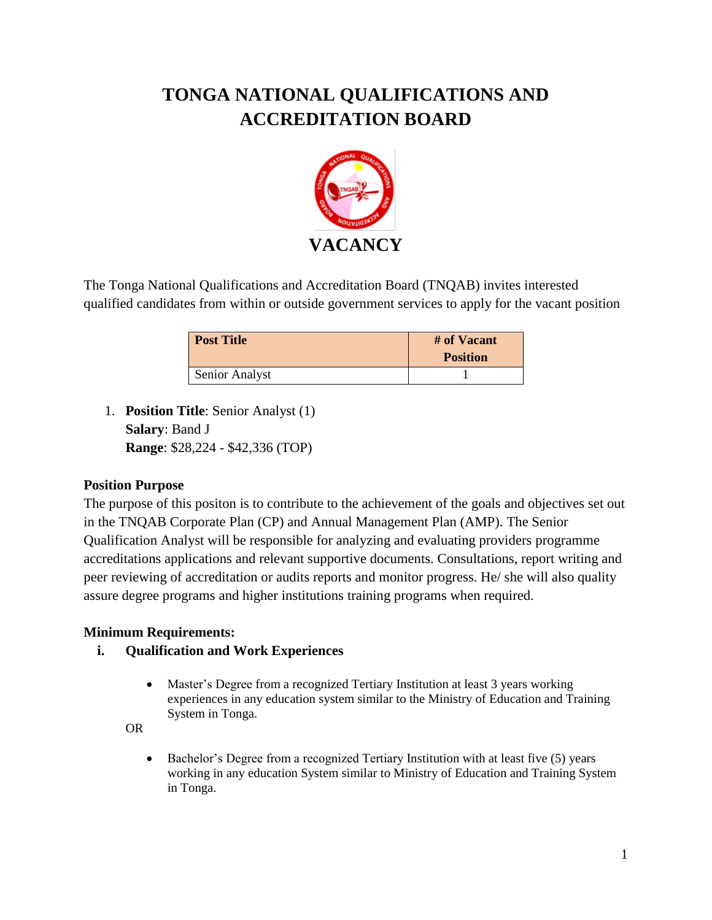# TONGA NATIONAL QUALIFICATIONS AND ACCREDITATION BOARD

## VACANCY

The Tonga National Qualifications and Accreditation Board (TNQAB) invites interested qualified candidates from within or outside government services to apply for the vacant position

| Post Title | # of Vacant Position |
|---|---|
| Senior Analyst | 1 |

1. **Position Title**: Senior Analyst (1)
   **Salary**: Band J
   **Range**: $28,224 - $42,336 (TOP)

**Position Purpose**

The purpose of this positon is to contribute to the achievement of the goals and objectives set out in the TNQAB Corporate Plan (CP) and Annual Management Plan (AMP). The Senior Qualification Analyst will be responsible for analyzing and evaluating providers programme accreditations applications and relevant supportive documents. Consultations, report writing and peer reviewing of accreditation or audits reports and monitor progress. He/ she will also quality assure degree programs and higher institutions training programs when required.

**Minimum Requirements:**

**i. Qualification and Work Experiences**

- Master's Degree from a recognized Tertiary Institution at least 3 years working experiences in any education system similar to the Ministry of Education and Training System in Tonga.

OR

- Bachelor's Degree from a recognized Tertiary Institution with at least five (5) years working in any education System similar to Ministry of Education and Training System in Tonga.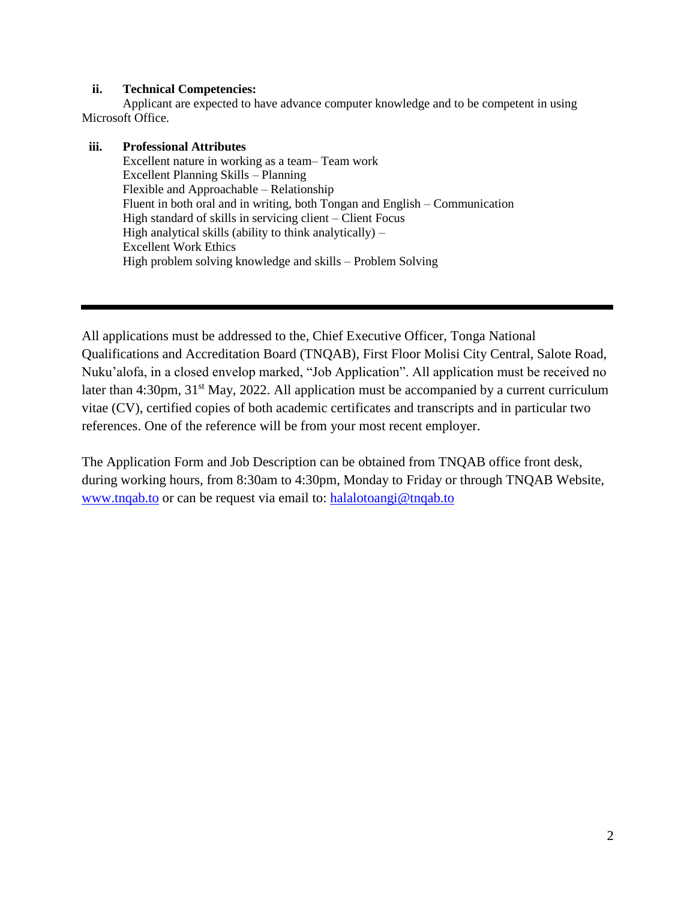**ii. Technical Competencies:**

Applicant are expected to have advance computer knowledge and to be competent in using Microsoft Office.

**iii. Professional Attributes**

Excellent nature in working as a team– Team work
Excellent Planning Skills – Planning
Flexible and Approachable – Relationship
Fluent in both oral and in writing, both Tongan and English – Communication
High standard of skills in servicing client – Client Focus
High analytical skills (ability to think analytically) –
Excellent Work Ethics
High problem solving knowledge and skills – Problem Solving

---

All applications must be addressed to the, Chief Executive Officer, Tonga National Qualifications and Accreditation Board (TNQAB), First Floor Molisi City Central, Salote Road, Nuku'alofa, in a closed envelop marked, "Job Application". All application must be received no later than 4:30pm, 31st May, 2022. All application must be accompanied by a current curriculum vitae (CV), certified copies of both academic certificates and transcripts and in particular two references. One of the reference will be from your most recent employer.

The Application Form and Job Description can be obtained from TNQAB office front desk, during working hours, from 8:30am to 4:30pm, Monday to Friday or through TNQAB Website, [www.tnqab.to](http://www.tnqab.to) or can be request via email to: [halalotoangi@tnqab.to](mailto:halalotoangi@tnqab.to)